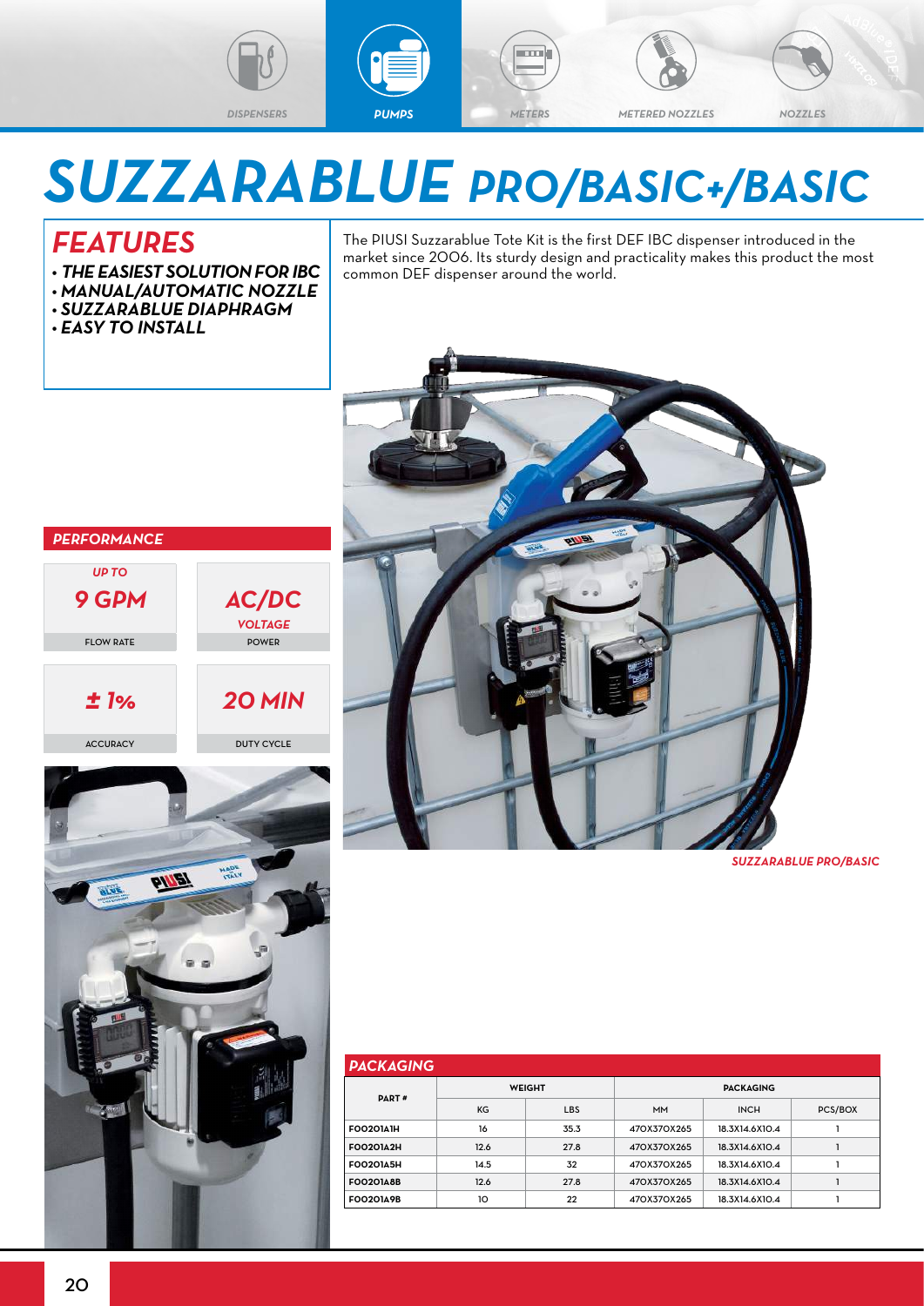DISPENSERS | PUMPS | METERS | METERED NOZZLES | NOZZLES

# *SUZZARABLUE PRO/BASIC+/BASIC*

## *FEATURES*

- ***THE EASIEST SOLUTION FOR IBC***
- ***MANUAL/AUTOMATIC NOZZLE***
- ***SUZZARABLUE DIAPHRAGM***
- ***EASY TO INSTALL***

The PIUSI Suzzarablue Tote Kit is the first DEF IBC dispenser introduced in the market since 2006. Its sturdy design and practicality makes this product the most common DEF dispenser around the world.

### *PERFORMANCE*

| FLOW RATE | POWER |
|---|---|
| *UP TO* ***9 GPM*** | ***AC/DC*** *VOLTAGE* |

| ACCURACY | DUTY CYCLE |
|---|---|
| ***± 1%*** | ***20 MIN*** |

*SUZZARABLUE PRO/BASIC*

### *PACKAGING*

| PART # | WEIGHT | | PACKAGING | | |
|---|---|---|---|---|---|
| | KG | LBS | MM | INCH | PCS/BOX |
| F00201A1H | 16 | 35.3 | 470X370X265 | 18.3X14.6X10.4 | 1 |
| F00201A2H | 12.6 | 27.8 | 470X370X265 | 18.3X14.6X10.4 | 1 |
| F00201A5H | 14.5 | 32 | 470X370X265 | 18.3X14.6X10.4 | 1 |
| F00201A8B | 12.6 | 27.8 | 470X370X265 | 18.3X14.6X10.4 | 1 |
| F00201A9B | 10 | 22 | 470X370X265 | 18.3X14.6X10.4 | 1 |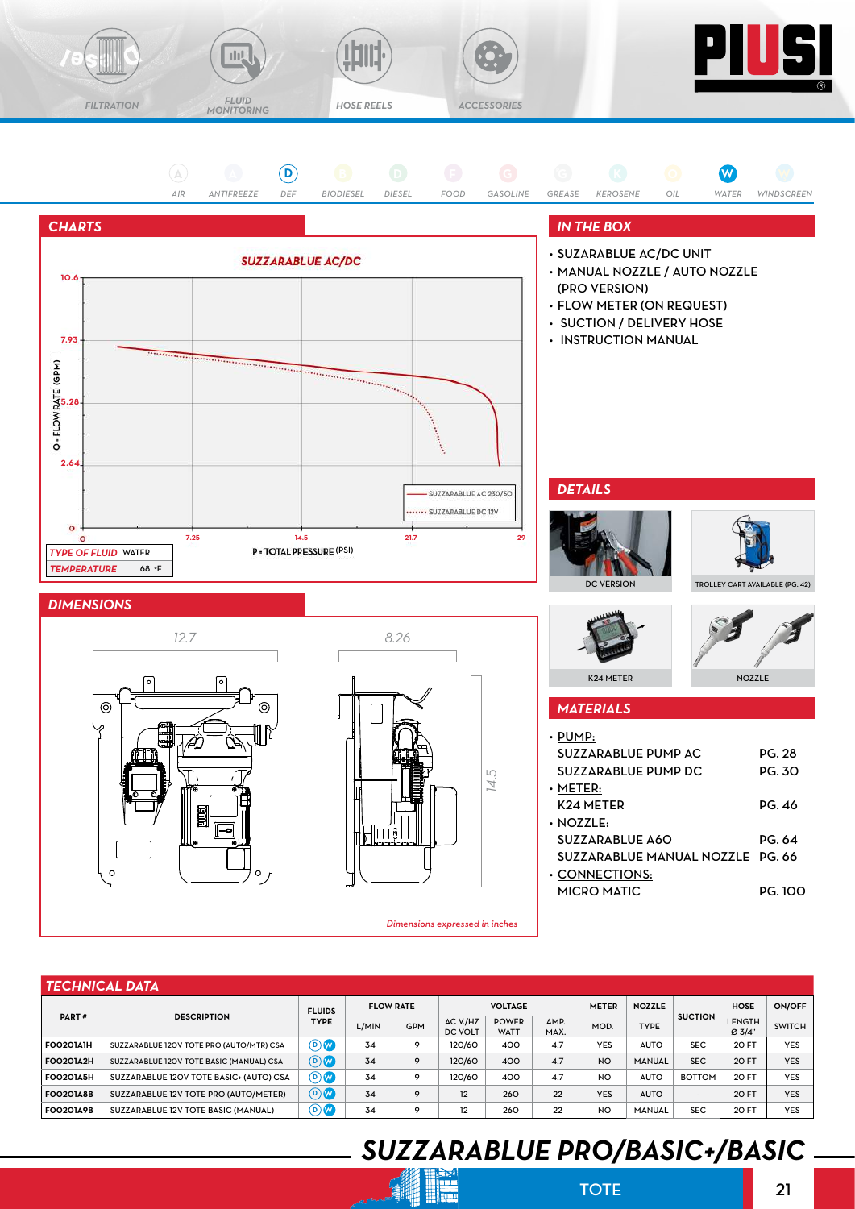FILTRATION · FLUID MONITORING · HOSE REELS · ACCESSORIES

PIUSI

AIR · ANTIFREEZE · DEF · BIODIESEL · DIESEL · FOOD · GASOLINE · GREASE · KEROSENE · OIL · WATER · WINDSCREEN

## CHARTS

SUZZARABLUE AC/DC

Q - FLOW RATE (GPM)

10.6
7.93
5.28
2.64
0

0
7.25
14.5
21.7
29

P - TOTAL PRESSURE (PSI)

SUZZARABLUE AC 230/50
SUZZARABLUE DC 12V

TYPE OF FLUID WATER
TEMPERATURE 68 °F

## IN THE BOX

- SUZZARABLUE AC/DC UNIT
- MANUAL NOZZLE / AUTO NOZZLE (PRO VERSION)
- FLOW METER (ON REQUEST)
- SUCTION / DELIVERY HOSE
- INSTRUCTION MANUAL

## DETAILS

DC VERSION

TROLLEY CART AVAILABLE (PG. 42)

K24 METER

NOZZLE

## DIMENSIONS

12.7

8.26

14.5

*Dimensions expressed in inches*

## MATERIALS

- PUMP:
  - SUZZARABLUE PUMP AC PG. 28
  - SUZZARABLUE PUMP DC PG. 30
- METER:
  - K24 METER PG. 46
- NOZZLE:
  - SUZZARABLUE A60 PG. 64
  - SUZZARABLUE MANUAL NOZZLE PG. 66
- CONNECTIONS:
  - MICRO MATIC PG. 100

## TECHNICAL DATA

| PART # | DESCRIPTION | FLUIDS TYPE | FLOW RATE | | VOLTAGE | | | METER | NOZZLE | SUCTION | HOSE | ON/OFF |
|---|---|---|---|---|---|---|---|---|---|---|---|---|
| | | | L/MIN | GPM | AC V./HZ DC VOLT | POWER WATT | AMP. MAX. | MOD. | TYPE | | LENGTH Ø 3/4" | SWITCH |
| F00201A1H | SUZZARABLUE 120V TOTE PRO (AUTO/MTR) CSA | D W | 34 | 9 | 120/60 | 400 | 4.7 | YES | AUTO | SEC | 20 FT | YES |
| F00201A2H | SUZZARABLUE 120V TOTE BASIC (MANUAL) CSA | D W | 34 | 9 | 120/60 | 400 | 4.7 | NO | MANUAL | SEC | 20 FT | YES |
| F00201A5H | SUZZARABLUE 120V TOTE BASIC+ (AUTO) CSA | D W | 34 | 9 | 120/60 | 400 | 4.7 | NO | AUTO | BOTTOM | 20 FT | YES |
| F00201A8B | SUZZARABLUE 12V TOTE PRO (AUTO/METER) | D W | 34 | 9 | 12 | 260 | 22 | YES | AUTO | - | 20 FT | YES |
| F00201A9B | SUZZARABLUE 12V TOTE BASIC (MANUAL) | D W | 34 | 9 | 12 | 260 | 22 | NO | MANUAL | SEC | 20 FT | YES |

# SUZZARABLUE PRO/BASIC+/BASIC

TOTE